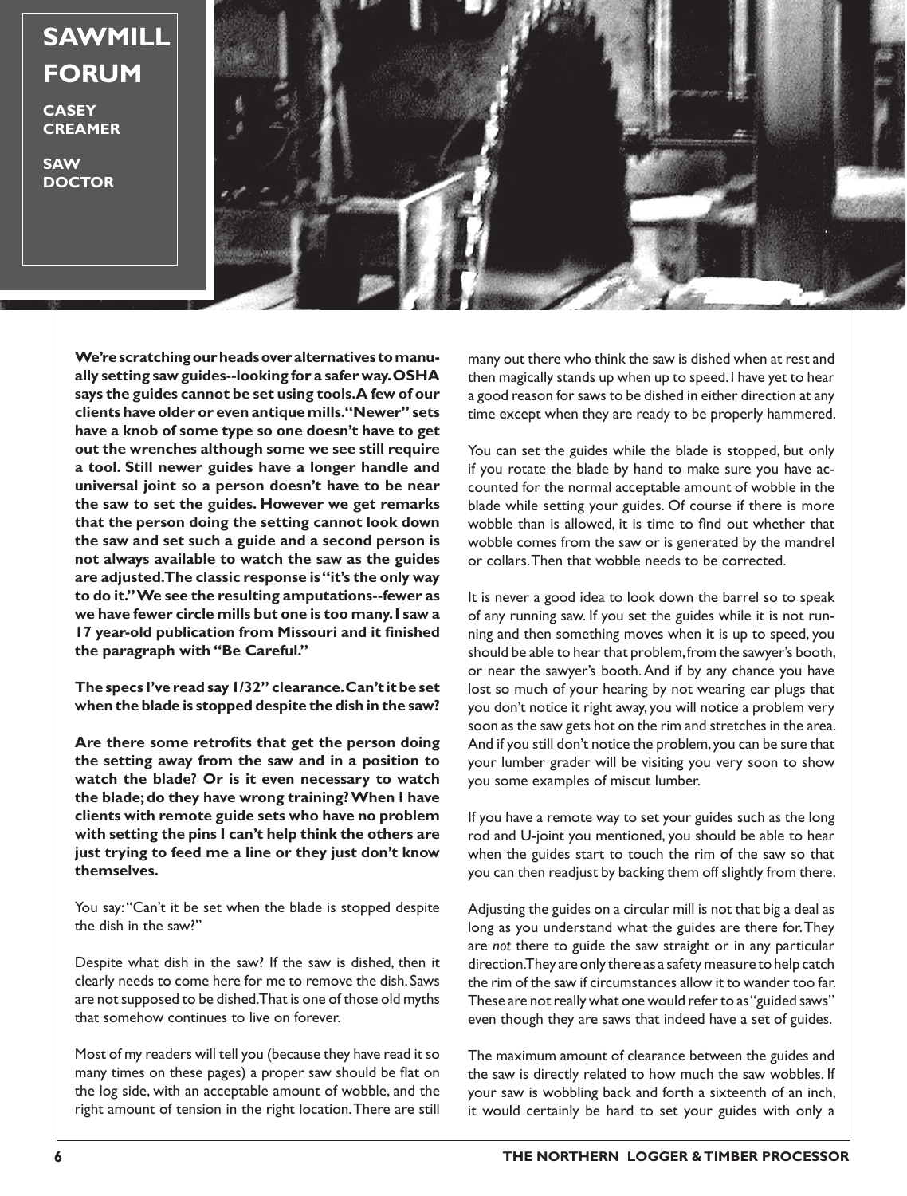# SAWMILL FORUM

**CASEY CREAMER**

**SAW DOCTOR**

**We're scratching our heads over alternatives to manually setting saw guides--looking for a safer way. OSHA says the guides cannot be set using tools. A few of our clients have older or even antique mills. "Newer" sets have a knob of some type so one doesn't have to get out the wrenches although some we see still require a tool. Still newer guides have a longer handle and universal joint so a person doesn't have to be near the saw to set the guides. However we get remarks that the person doing the setting cannot look down the saw and set such a guide and a second person is not always available to watch the saw as the guides are adjusted. The classic response is "it's the only way to do it." We see the resulting amputations--fewer as we have fewer circle mills but one is too many. I saw a 17 year-old publication from Missouri and it finished the paragraph with "Be Careful."**

**The specs I've read say 1/32" clearance. Can't it be set when the blade is stopped despite the dish in the saw?**

**Are there some retrofits that get the person doing the setting away from the saw and in a position to watch the blade? Or is it even necessary to watch the blade; do they have wrong training? When I have clients with remote guide sets who have no problem with setting the pins I can't help think the others are just trying to feed me a line or they just don't know themselves.**

You say: "Can't it be set when the blade is stopped despite the dish in the saw?"

Despite what dish in the saw? If the saw is dished, then it clearly needs to come here for me to remove the dish. Saws are not supposed to be dished. That is one of those old myths that somehow continues to live on forever.

Most of my readers will tell you (because they have read it so many times on these pages) a proper saw should be flat on the log side, with an acceptable amount of wobble, and the right amount of tension in the right location. There are still many out there who think the saw is dished when at rest and then magically stands up when up to speed. I have yet to hear a good reason for saws to be dished in either direction at any time except when they are ready to be properly hammered.

You can set the guides while the blade is stopped, but only if you rotate the blade by hand to make sure you have accounted for the normal acceptable amount of wobble in the blade while setting your guides. Of course if there is more wobble than is allowed, it is time to find out whether that wobble comes from the saw or is generated by the mandrel or collars. Then that wobble needs to be corrected.

It is never a good idea to look down the barrel so to speak of any running saw. If you set the guides while it is not running and then something moves when it is up to speed, you should be able to hear that problem, from the sawyer's booth, or near the sawyer's booth. And if by any chance you have lost so much of your hearing by not wearing ear plugs that you don't notice it right away, you will notice a problem very soon as the saw gets hot on the rim and stretches in the area. And if you still don't notice the problem, you can be sure that your lumber grader will be visiting you very soon to show you some examples of miscut lumber.

If you have a remote way to set your guides such as the long rod and U-joint you mentioned, you should be able to hear when the guides start to touch the rim of the saw so that you can then readjust by backing them off slightly from there.

Adjusting the guides on a circular mill is not that big a deal as long as you understand what the guides are there for. They are *not* there to guide the saw straight or in any particular direction. They are only there as a safety measure to help catch the rim of the saw if circumstances allow it to wander too far. These are not really what one would refer to as "guided saws" even though they are saws that indeed have a set of guides.

The maximum amount of clearance between the guides and the saw is directly related to how much the saw wobbles. If your saw is wobbling back and forth a sixteenth of an inch, it would certainly be hard to set your guides with only a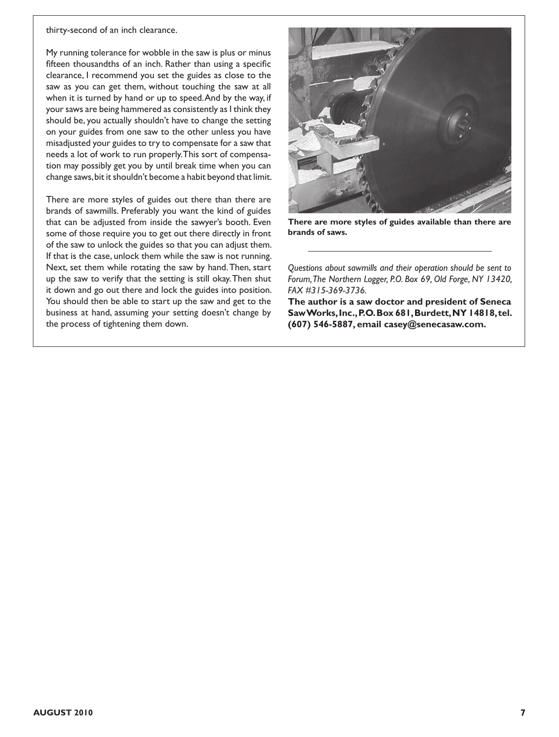thirty-second of an inch clearance.

My running tolerance for wobble in the saw is plus or minus fifteen thousandths of an inch. Rather than using a specific clearance, I recommend you set the guides as close to the saw as you can get them, without touching the saw at all when it is turned by hand or up to speed. And by the way, if your saws are being hammered as consistently as I think they should be, you actually shouldn't have to change the setting on your guides from one saw to the other unless you have misadjusted your guides to try to compensate for a saw that needs a lot of work to run properly. This sort of compensation may possibly get you by until break time when you can change saws, bit it shouldn't become a habit beyond that limit.

There are more styles of guides out there than there are brands of sawmills. Preferably you want the kind of guides that can be adjusted from inside the sawyer's booth. Even some of those require you to get out there directly in front of the saw to unlock the guides so that you can adjust them. If that is the case, unlock them while the saw is not running. Next, set them while rotating the saw by hand. Then, start up the saw to verify that the setting is still okay. Then shut it down and go out there and lock the guides into position. You should then be able to start up the saw and get to the business at hand, assuming your setting doesn't change by the process of tightening them down.

**There are more styles of guides available than there are brands of saws.**

---

*Questions about sawmills and their operation should be sent to Forum, The Northern Logger, P.O. Box 69, Old Forge, NY 13420, FAX #315-369-3736.*

**The author is a saw doctor and president of Seneca Saw Works, Inc., P.O. Box 681, Burdett, NY 14818, tel. (607) 546-5887, email casey@senecasaw.com.**